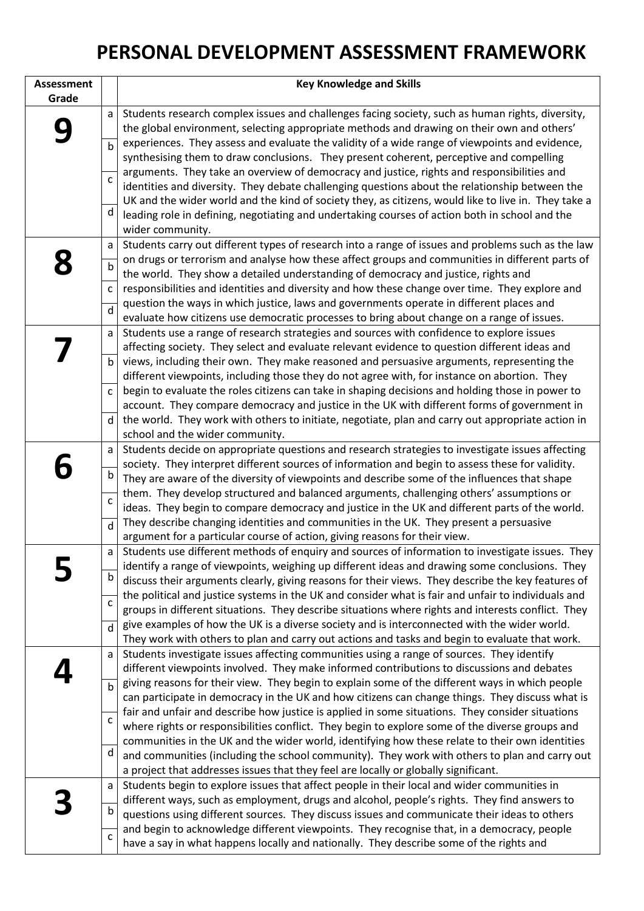# PERSONAL DEVELOPMENT ASSESSMENT FRAMEWORK

| Assessment Grade | | Key Knowledge and Skills |
|---|---|---|
| **9** | a<br>b<br>c<br>d | Students research complex issues and challenges facing society, such as human rights, diversity, the global environment, selecting appropriate methods and drawing on their own and others' experiences. They assess and evaluate the validity of a wide range of viewpoints and evidence, synthesising them to draw conclusions. They present coherent, perceptive and compelling arguments. They take an overview of democracy and justice, rights and responsibilities and identities and diversity. They debate challenging questions about the relationship between the UK and the wider world and the kind of society they, as citizens, would like to live in. They take a leading role in defining, negotiating and undertaking courses of action both in school and the wider community. |
| **8** | a<br>b<br>c<br>d | Students carry out different types of research into a range of issues and problems such as the law on drugs or terrorism and analyse how these affect groups and communities in different parts of the world. They show a detailed understanding of democracy and justice, rights and responsibilities and identities and diversity and how these change over time. They explore and question the ways in which justice, laws and governments operate in different places and evaluate how citizens use democratic processes to bring about change on a range of issues. |
| **7** | a<br>b<br>c<br>d | Students use a range of research strategies and sources with confidence to explore issues affecting society. They select and evaluate relevant evidence to question different ideas and views, including their own. They make reasoned and persuasive arguments, representing the different viewpoints, including those they do not agree with, for instance on abortion. They begin to evaluate the roles citizens can take in shaping decisions and holding those in power to account. They compare democracy and justice in the UK with different forms of government in the world. They work with others to initiate, negotiate, plan and carry out appropriate action in school and the wider community. |
| **6** | a<br>b<br>c<br>d | Students decide on appropriate questions and research strategies to investigate issues affecting society. They interpret different sources of information and begin to assess these for validity. They are aware of the diversity of viewpoints and describe some of the influences that shape them. They develop structured and balanced arguments, challenging others' assumptions or ideas. They begin to compare democracy and justice in the UK and different parts of the world. They describe changing identities and communities in the UK. They present a persuasive argument for a particular course of action, giving reasons for their view. |
| **5** | a<br>b<br>c<br>d | Students use different methods of enquiry and sources of information to investigate issues. They identify a range of viewpoints, weighing up different ideas and drawing some conclusions. They discuss their arguments clearly, giving reasons for their views. They describe the key features of the political and justice systems in the UK and consider what is fair and unfair to individuals and groups in different situations. They describe situations where rights and interests conflict. They give examples of how the UK is a diverse society and is interconnected with the wider world. They work with others to plan and carry out actions and tasks and begin to evaluate that work. |
| **4** | a<br>b<br>c<br>d | Students investigate issues affecting communities using a range of sources. They identify different viewpoints involved. They make informed contributions to discussions and debates giving reasons for their view. They begin to explain some of the different ways in which people can participate in democracy in the UK and how citizens can change things. They discuss what is fair and unfair and describe how justice is applied in some situations. They consider situations where rights or responsibilities conflict. They begin to explore some of the diverse groups and communities in the UK and the wider world, identifying how these relate to their own identities and communities (including the school community). They work with others to plan and carry out a project that addresses issues that they feel are locally or globally significant. |
| **3** | a<br>b<br>c | Students begin to explore issues that affect people in their local and wider communities in different ways, such as employment, drugs and alcohol, people's rights. They find answers to questions using different sources. They discuss issues and communicate their ideas to others and begin to acknowledge different viewpoints. They recognise that, in a democracy, people have a say in what happens locally and nationally. They describe some of the rights and |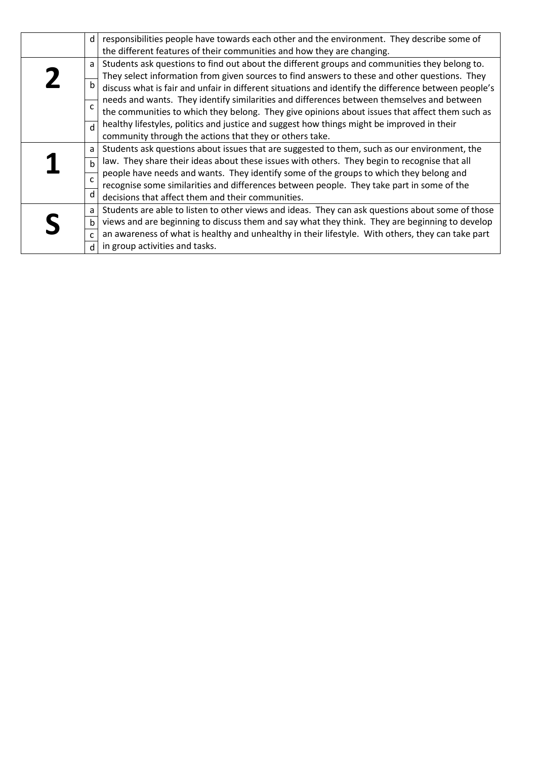| | | |
|---|---|---|
| | d | responsibilities people have towards each other and the environment. They describe some of the different features of their communities and how they are changing. |
| **2** | a<br>b<br>c<br>d | Students ask questions to find out about the different groups and communities they belong to. They select information from given sources to find answers to these and other questions. They discuss what is fair and unfair in different situations and identify the difference between people's needs and wants. They identify similarities and differences between themselves and between the communities to which they belong. They give opinions about issues that affect them such as healthy lifestyles, politics and justice and suggest how things might be improved in their community through the actions that they or others take. |
| **1** | a<br>b<br>c<br>d | Students ask questions about issues that are suggested to them, such as our environment, the law. They share their ideas about these issues with others. They begin to recognise that all people have needs and wants. They identify some of the groups to which they belong and recognise some similarities and differences between people. They take part in some of the decisions that affect them and their communities. |
| **S** | a<br>b<br>c<br>d | Students are able to listen to other views and ideas. They can ask questions about some of those views and are beginning to discuss them and say what they think. They are beginning to develop an awareness of what is healthy and unhealthy in their lifestyle. With others, they can take part in group activities and tasks. |